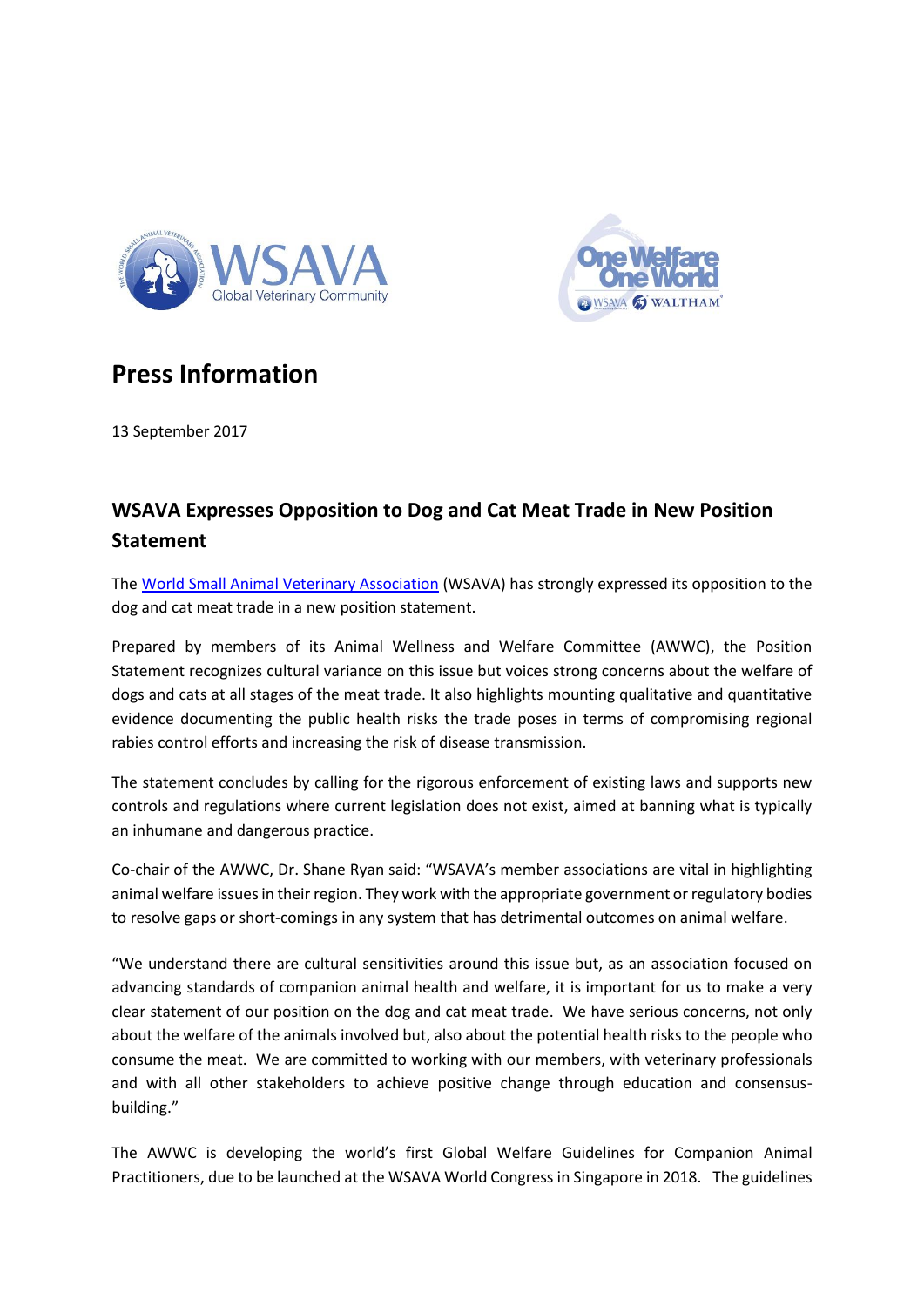# Press Information

13 September 2017

## WSAVA Expresses Opposition to Dog and Cat Meat Trade in New Position Statement

The World Small Animal Veterinary Association (WSAVA) has strongly expressed its opposition to the dog and cat meat trade in a new position statement.

Prepared by members of its Animal Wellness and Welfare Committee (AWWC), the Position Statement recognizes cultural variance on this issue but voices strong concerns about the welfare of dogs and cats at all stages of the meat trade. It also highlights mounting qualitative and quantitative evidence documenting the public health risks the trade poses in terms of compromising regional rabies control efforts and increasing the risk of disease transmission.

The statement concludes by calling for the rigorous enforcement of existing laws and supports new controls and regulations where current legislation does not exist, aimed at banning what is typically an inhumane and dangerous practice.

Co-chair of the AWWC, Dr. Shane Ryan said: "WSAVA's member associations are vital in highlighting animal welfare issues in their region. They work with the appropriate government or regulatory bodies to resolve gaps or short-comings in any system that has detrimental outcomes on animal welfare.

"We understand there are cultural sensitivities around this issue but, as an association focused on advancing standards of companion animal health and welfare, it is important for us to make a very clear statement of our position on the dog and cat meat trade. We have serious concerns, not only about the welfare of the animals involved but, also about the potential health risks to the people who consume the meat. We are committed to working with our members, with veterinary professionals and with all other stakeholders to achieve positive change through education and consensus-building."

The AWWC is developing the world's first Global Welfare Guidelines for Companion Animal Practitioners, due to be launched at the WSAVA World Congress in Singapore in 2018. The guidelines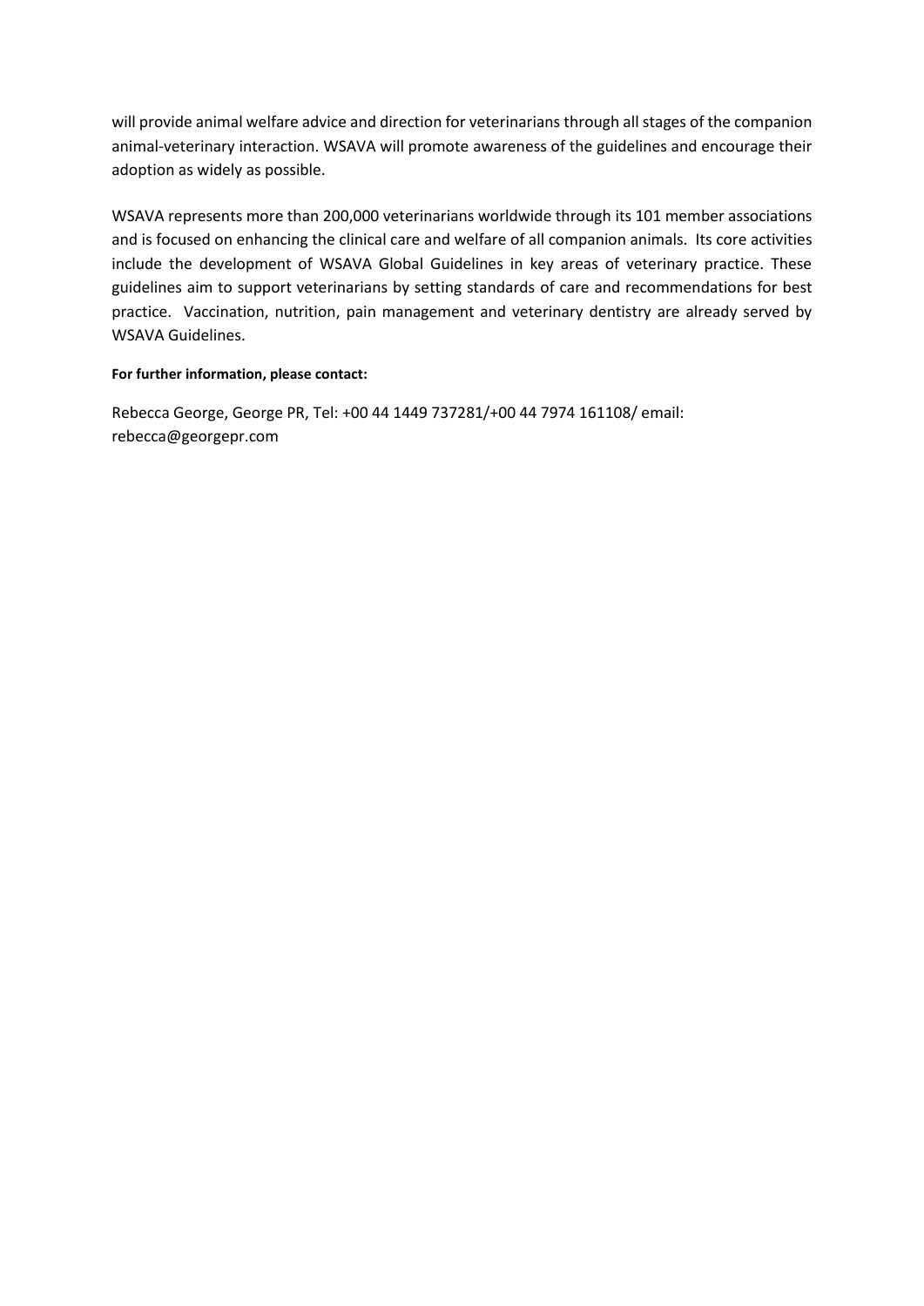will provide animal welfare advice and direction for veterinarians through all stages of the companion animal-veterinary interaction. WSAVA will promote awareness of the guidelines and encourage their adoption as widely as possible.

WSAVA represents more than 200,000 veterinarians worldwide through its 101 member associations and is focused on enhancing the clinical care and welfare of all companion animals. Its core activities include the development of WSAVA Global Guidelines in key areas of veterinary practice. These guidelines aim to support veterinarians by setting standards of care and recommendations for best practice. Vaccination, nutrition, pain management and veterinary dentistry are already served by WSAVA Guidelines.

**For further information, please contact:**

Rebecca George, George PR, Tel: +00 44 1449 737281/+00 44 7974 161108/ email: rebecca@georgepr.com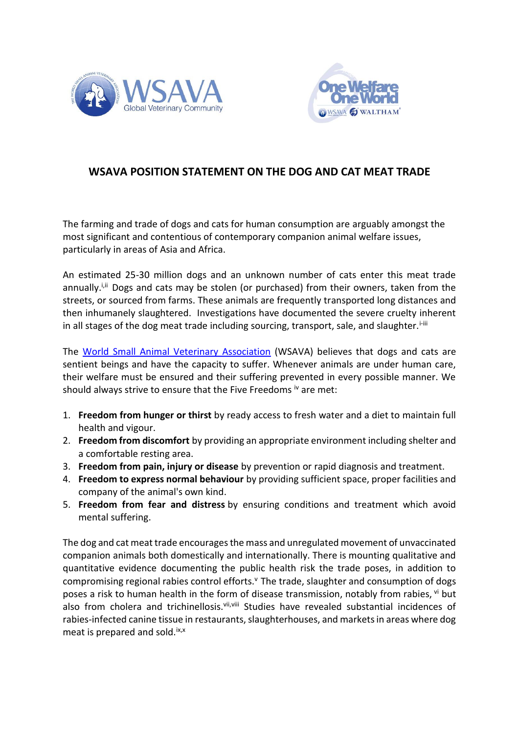# WSAVA POSITION STATEMENT ON THE DOG AND CAT MEAT TRADE

The farming and trade of dogs and cats for human consumption are arguably amongst the most significant and contentious of contemporary companion animal welfare issues, particularly in areas of Asia and Africa.

An estimated 25-30 million dogs and an unknown number of cats enter this meat trade annually.[i,ii] Dogs and cats may be stolen (or purchased) from their owners, taken from the streets, or sourced from farms. These animals are frequently transported long distances and then inhumanely slaughtered. Investigations have documented the severe cruelty inherent in all stages of the dog meat trade including sourcing, transport, sale, and slaughter.[i-iii]

The [World Small Animal Veterinary Association](https://wsava.org) (WSAVA) believes that dogs and cats are sentient beings and have the capacity to suffer. Whenever animals are under human care, their welfare must be ensured and their suffering prevented in every possible manner. We should always strive to ensure that the Five Freedoms [iv] are met:

1. **Freedom from hunger or thirst** by ready access to fresh water and a diet to maintain full health and vigour.
2. **Freedom from discomfort** by providing an appropriate environment including shelter and a comfortable resting area.
3. **Freedom from pain, injury or disease** by prevention or rapid diagnosis and treatment.
4. **Freedom to express normal behaviour** by providing sufficient space, proper facilities and company of the animal's own kind.
5. **Freedom from fear and distress** by ensuring conditions and treatment which avoid mental suffering.

The dog and cat meat trade encourages the mass and unregulated movement of unvaccinated companion animals both domestically and internationally. There is mounting qualitative and quantitative evidence documenting the public health risk the trade poses, in addition to compromising regional rabies control efforts.[v] The trade, slaughter and consumption of dogs poses a risk to human health in the form of disease transmission, notably from rabies, [vi] but also from cholera and trichinellosis.[vii,viii] Studies have revealed substantial incidences of rabies-infected canine tissue in restaurants, slaughterhouses, and markets in areas where dog meat is prepared and sold.[ix,x]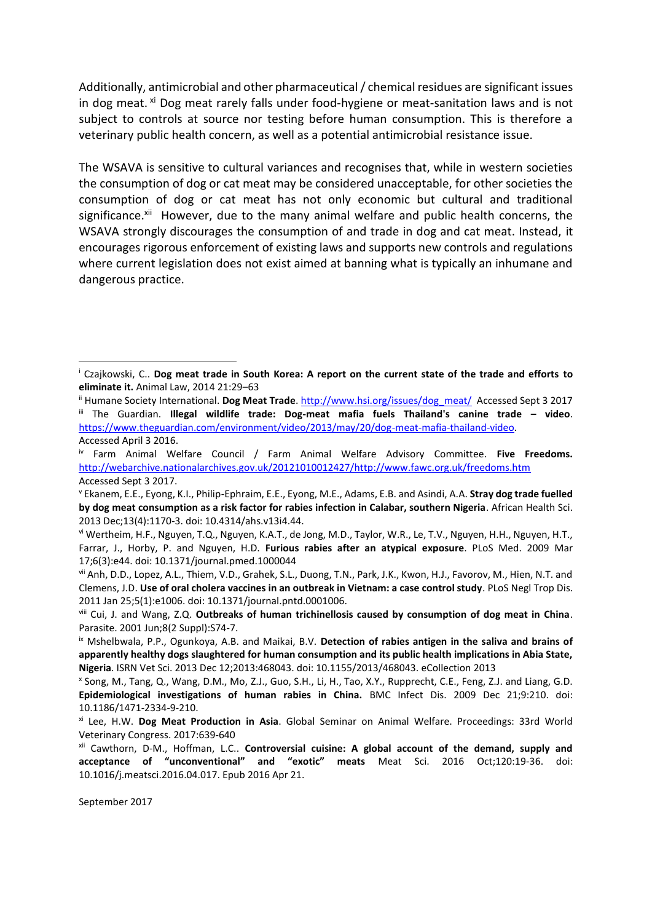Additionally, antimicrobial and other pharmaceutical / chemical residues are significant issues in dog meat.[xi] Dog meat rarely falls under food-hygiene or meat-sanitation laws and is not subject to controls at source nor testing before human consumption. This is therefore a veterinary public health concern, as well as a potential antimicrobial resistance issue.

The WSAVA is sensitive to cultural variances and recognises that, while in western societies the consumption of dog or cat meat may be considered unacceptable, for other societies the consumption of dog or cat meat has not only economic but cultural and traditional significance.[xii] However, due to the many animal welfare and public health concerns, the WSAVA strongly discourages the consumption of and trade in dog and cat meat. Instead, it encourages rigorous enforcement of existing laws and supports new controls and regulations where current legislation does not exist aimed at banning what is typically an inhumane and dangerous practice.

---

[i] Czajkowski, C.. **Dog meat trade in South Korea: A report on the current state of the trade and efforts to eliminate it.** Animal Law, 2014 21:29–63

[ii] Humane Society International. **Dog Meat Trade**. http://www.hsi.org/issues/dog_meat/ Accessed Sept 3 2017

[iii] The Guardian. **Illegal wildlife trade: Dog-meat mafia fuels Thailand's canine trade – video**. https://www.theguardian.com/environment/video/2013/may/20/dog-meat-mafia-thailand-video. Accessed April 3 2016.

[iv] Farm Animal Welfare Council / Farm Animal Welfare Advisory Committee. **Five Freedoms.** http://webarchive.nationalarchives.gov.uk/20121010012427/http://www.fawc.org.uk/freedoms.htm Accessed Sept 3 2017.

[v] Ekanem, E.E., Eyong, K.I., Philip-Ephraim, E.E., Eyong, M.E., Adams, E.B. and Asindi, A.A. **Stray dog trade fuelled by dog meat consumption as a risk factor for rabies infection in Calabar, southern Nigeria**. African Health Sci. 2013 Dec;13(4):1170-3. doi: 10.4314/ahs.v13i4.44.

[vi] Wertheim, H.F., Nguyen, T.Q., Nguyen, K.A.T., de Jong, M.D., Taylor, W.R., Le, T.V., Nguyen, H.H., Nguyen, H.T., Farrar, J., Horby, P. and Nguyen, H.D. **Furious rabies after an atypical exposure**. PLoS Med. 2009 Mar 17;6(3):e44. doi: 10.1371/journal.pmed.1000044

[vii] Anh, D.D., Lopez, A.L., Thiem, V.D., Grahek, S.L., Duong, T.N., Park, J.K., Kwon, H.J., Favorov, M., Hien, N.T. and Clemens, J.D. **Use of oral cholera vaccines in an outbreak in Vietnam: a case control study**. PLoS Negl Trop Dis. 2011 Jan 25;5(1):e1006. doi: 10.1371/journal.pntd.0001006.

[viii] Cui, J. and Wang, Z.Q. **Outbreaks of human trichinellosis caused by consumption of dog meat in China**. Parasite. 2001 Jun;8(2 Suppl):S74-7.

[ix] Mshelbwala, P.P., Ogunkoya, A.B. and Maikai, B.V. **Detection of rabies antigen in the saliva and brains of apparently healthy dogs slaughtered for human consumption and its public health implications in Abia State, Nigeria**. ISRN Vet Sci. 2013 Dec 12;2013:468043. doi: 10.1155/2013/468043. eCollection 2013

[x] Song, M., Tang, Q., Wang, D.M., Mo, Z.J., Guo, S.H., Li, H., Tao, X.Y., Rupprecht, C.E., Feng, Z.J. and Liang, G.D. **Epidemiological investigations of human rabies in China.** BMC Infect Dis. 2009 Dec 21;9:210. doi: 10.1186/1471-2334-9-210.

[xi] Lee, H.W. **Dog Meat Production in Asia**. Global Seminar on Animal Welfare. Proceedings: 33rd World Veterinary Congress. 2017:639-640

[xii] Cawthorn, D-M., Hoffman, L.C.. **Controversial cuisine: A global account of the demand, supply and acceptance of "unconventional" and "exotic" meats** Meat Sci. 2016 Oct;120:19-36. doi: 10.1016/j.meatsci.2016.04.017. Epub 2016 Apr 21.

September 2017